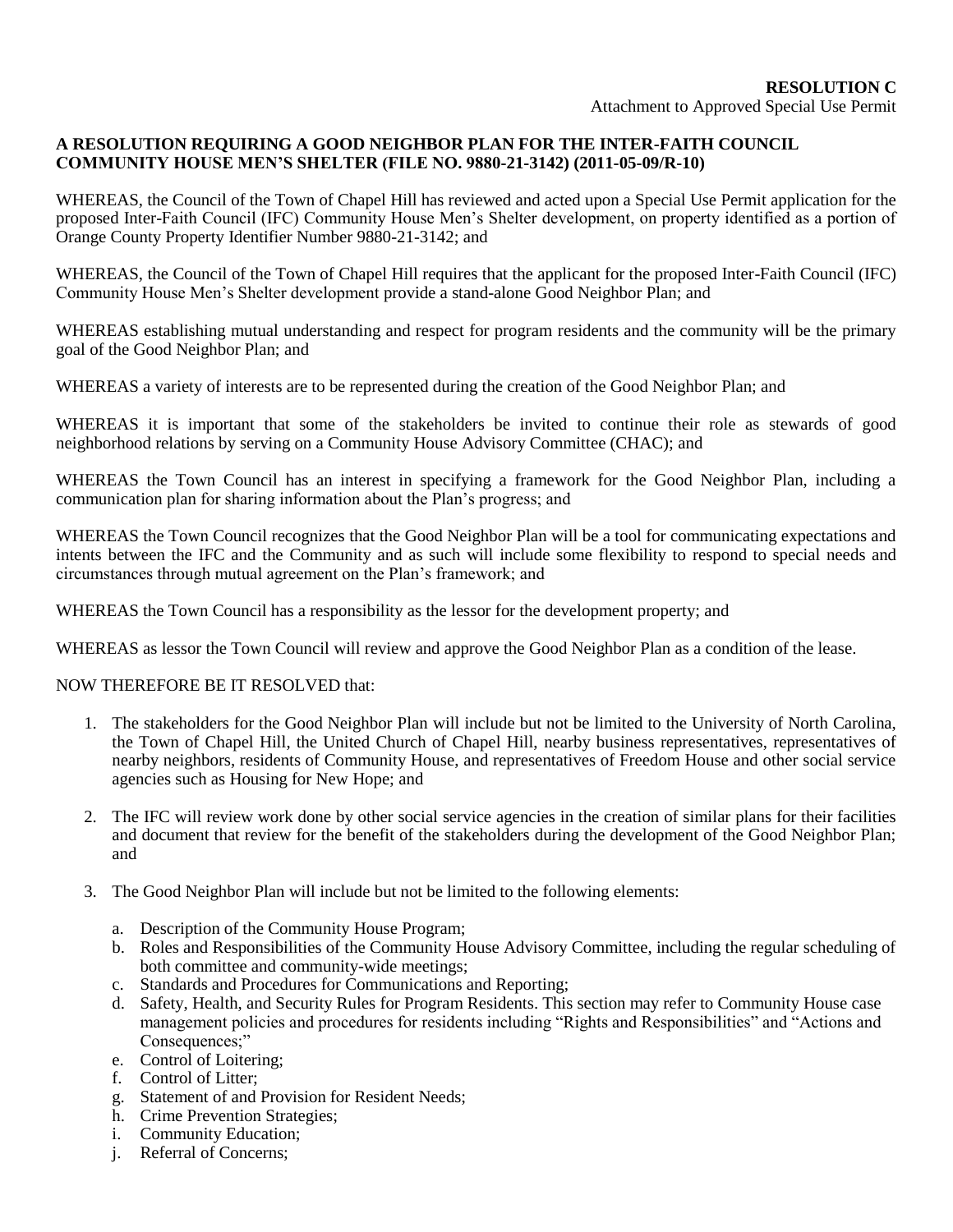**RESOLUTION C**
Attachment to Approved Special Use Permit

**A RESOLUTION REQUIRING A GOOD NEIGHBOR PLAN FOR THE INTER-FAITH COUNCIL COMMUNITY HOUSE MEN'S SHELTER (FILE NO. 9880-21-3142) (2011-05-09/R-10)**

WHEREAS, the Council of the Town of Chapel Hill has reviewed and acted upon a Special Use Permit application for the proposed Inter-Faith Council (IFC) Community House Men's Shelter development, on property identified as a portion of Orange County Property Identifier Number 9880-21-3142; and

WHEREAS, the Council of the Town of Chapel Hill requires that the applicant for the proposed Inter-Faith Council (IFC) Community House Men's Shelter development provide a stand-alone Good Neighbor Plan; and

WHEREAS establishing mutual understanding and respect for program residents and the community will be the primary goal of the Good Neighbor Plan; and

WHEREAS a variety of interests are to be represented during the creation of the Good Neighbor Plan; and

WHEREAS it is important that some of the stakeholders be invited to continue their role as stewards of good neighborhood relations by serving on a Community House Advisory Committee (CHAC); and

WHEREAS the Town Council has an interest in specifying a framework for the Good Neighbor Plan, including a communication plan for sharing information about the Plan's progress; and

WHEREAS the Town Council recognizes that the Good Neighbor Plan will be a tool for communicating expectations and intents between the IFC and the Community and as such will include some flexibility to respond to special needs and circumstances through mutual agreement on the Plan's framework; and

WHEREAS the Town Council has a responsibility as the lessor for the development property; and

WHEREAS as lessor the Town Council will review and approve the Good Neighbor Plan as a condition of the lease.

NOW THEREFORE BE IT RESOLVED that:

1. The stakeholders for the Good Neighbor Plan will include but not be limited to the University of North Carolina, the Town of Chapel Hill, the United Church of Chapel Hill, nearby business representatives, representatives of nearby neighbors, residents of Community House, and representatives of Freedom House and other social service agencies such as Housing for New Hope; and

2. The IFC will review work done by other social service agencies in the creation of similar plans for their facilities and document that review for the benefit of the stakeholders during the development of the Good Neighbor Plan; and

3. The Good Neighbor Plan will include but not be limited to the following elements:

   a. Description of the Community House Program;
   b. Roles and Responsibilities of the Community House Advisory Committee, including the regular scheduling of both committee and community-wide meetings;
   c. Standards and Procedures for Communications and Reporting;
   d. Safety, Health, and Security Rules for Program Residents. This section may refer to Community House case management policies and procedures for residents including "Rights and Responsibilities" and "Actions and Consequences;"
   e. Control of Loitering;
   f. Control of Litter;
   g. Statement of and Provision for Resident Needs;
   h. Crime Prevention Strategies;
   i. Community Education;
   j. Referral of Concerns;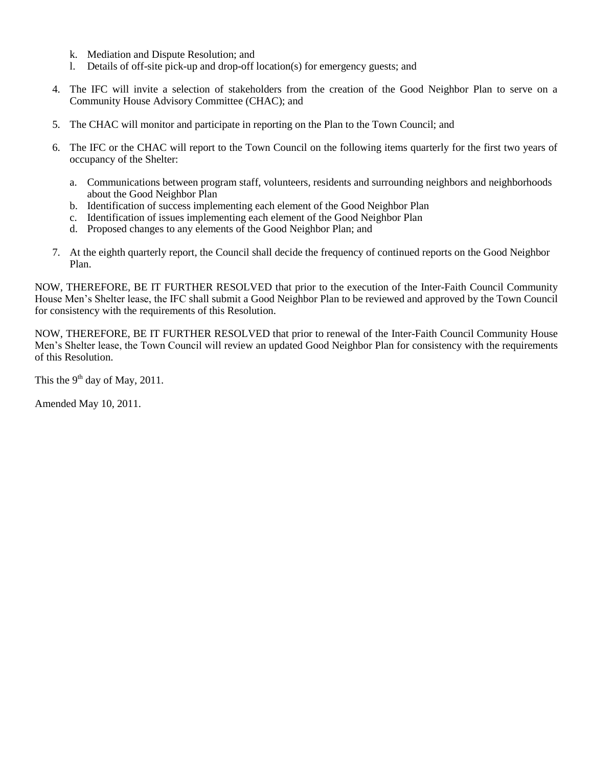k. Mediation and Dispute Resolution; and
l. Details of off-site pick-up and drop-off location(s) for emergency guests; and

4. The IFC will invite a selection of stakeholders from the creation of the Good Neighbor Plan to serve on a Community House Advisory Committee (CHAC); and

5. The CHAC will monitor and participate in reporting on the Plan to the Town Council; and

6. The IFC or the CHAC will report to the Town Council on the following items quarterly for the first two years of occupancy of the Shelter:

   a. Communications between program staff, volunteers, residents and surrounding neighbors and neighborhoods about the Good Neighbor Plan
   b. Identification of success implementing each element of the Good Neighbor Plan
   c. Identification of issues implementing each element of the Good Neighbor Plan
   d. Proposed changes to any elements of the Good Neighbor Plan; and

7. At the eighth quarterly report, the Council shall decide the frequency of continued reports on the Good Neighbor Plan.

NOW, THEREFORE, BE IT FURTHER RESOLVED that prior to the execution of the Inter-Faith Council Community House Men's Shelter lease, the IFC shall submit a Good Neighbor Plan to be reviewed and approved by the Town Council for consistency with the requirements of this Resolution.

NOW, THEREFORE, BE IT FURTHER RESOLVED that prior to renewal of the Inter-Faith Council Community House Men's Shelter lease, the Town Council will review an updated Good Neighbor Plan for consistency with the requirements of this Resolution.

This the 9th day of May, 2011.

Amended May 10, 2011.